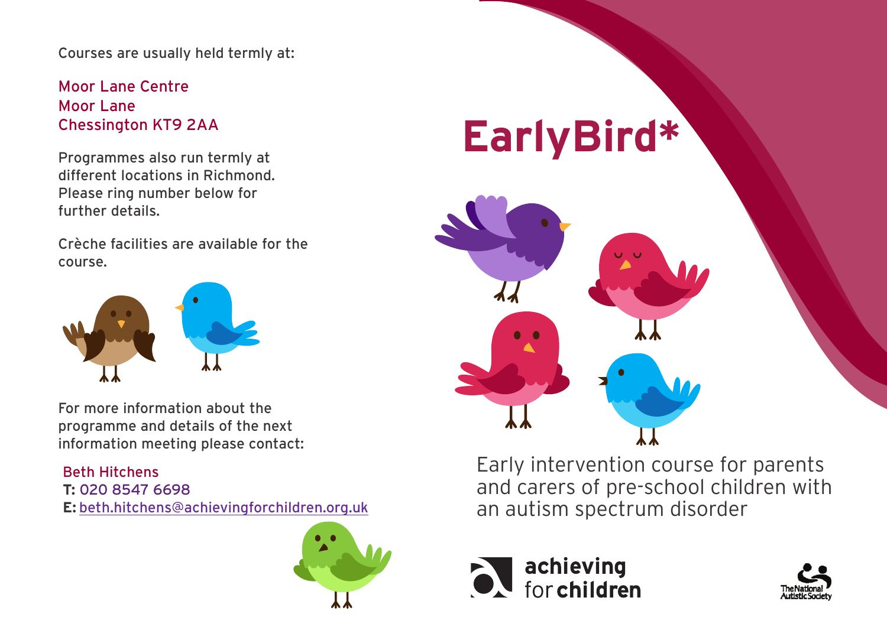Courses are usually held termly at:

Moor Lane Centre
Moor Lane
Chessington KT9 2AA

Programmes also run termly at different locations in Richmond. Please ring number below for further details.

Crèche facilities are available for the course.

For more information about the programme and details of the next information meeting please contact:

Beth Hitchens
**T:** 020 8547 6698
**E:** beth.hitchens@achievingforchildren.org.uk

# EarlyBird*

Early intervention course for parents and carers of pre-school children with an autism spectrum disorder

achieving for **children**

The National Autistic Society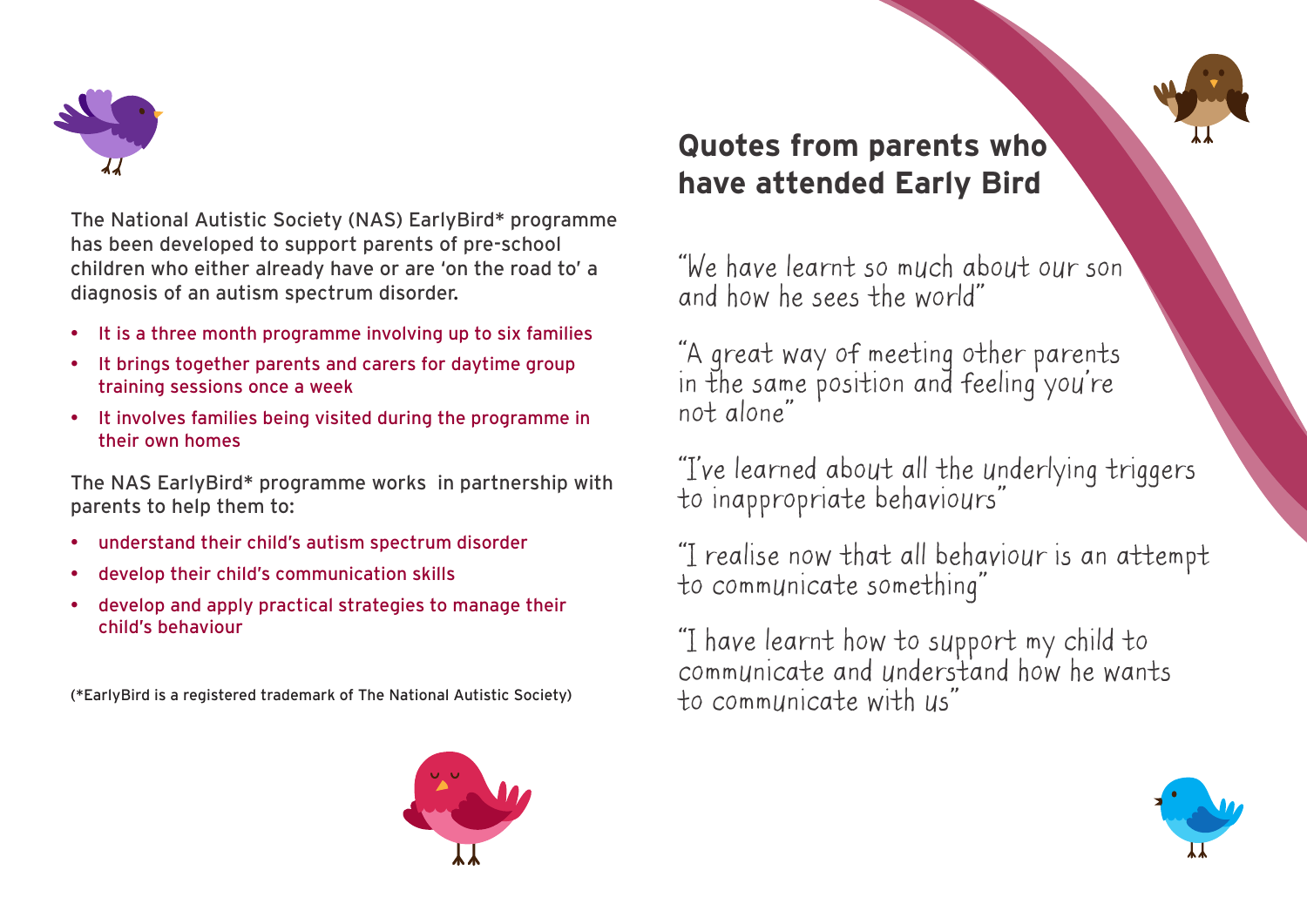The National Autistic Society (NAS) EarlyBird* programme has been developed to support parents of pre-school children who either already have or are 'on the road to' a diagnosis of an autism spectrum disorder.

- It is a three month programme involving up to six families
- It brings together parents and carers for daytime group training sessions once a week
- It involves families being visited during the programme in their own homes

The NAS EarlyBird* programme works in partnership with parents to help them to:

- understand their child's autism spectrum disorder
- develop their child's communication skills
- develop and apply practical strategies to manage their child's behaviour

(*EarlyBird is a registered trademark of The National Autistic Society)

## Quotes from parents who have attended Early Bird

"We have learnt so much about our son and how he sees the world"

"A great way of meeting other parents in the same position and feeling you're not alone"

"I've learned about all the underlying triggers to inappropriate behaviours"

"I realise now that all behaviour is an attempt to communicate something"

"I have learnt how to support my child to communicate and understand how he wants to communicate with us"